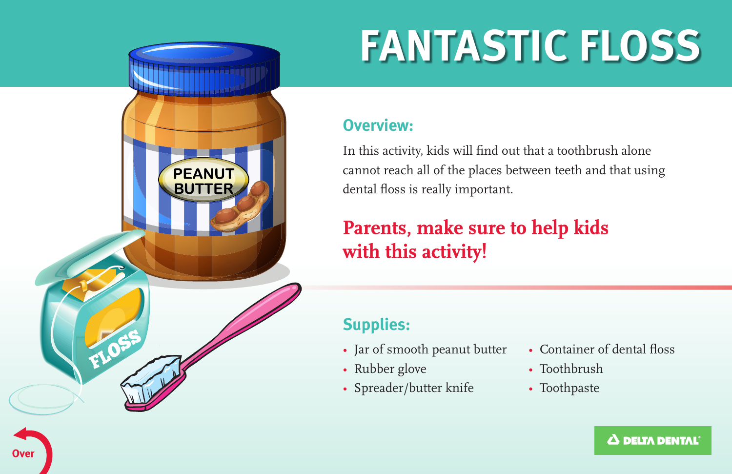# FANTASTIC FLOSS

## Overview:

In this activity, kids will find out that a toothbrush alone cannot reach all of the places between teeth and that using dental floss is really important.

**Parents, make sure to help kids with this activity!**

## Supplies:

- Jar of smooth peanut butter
- Rubber glove
- Spreader/butter knife
- Container of dental floss
- Toothbrush
- Toothpaste

Over

DELTA DENTAL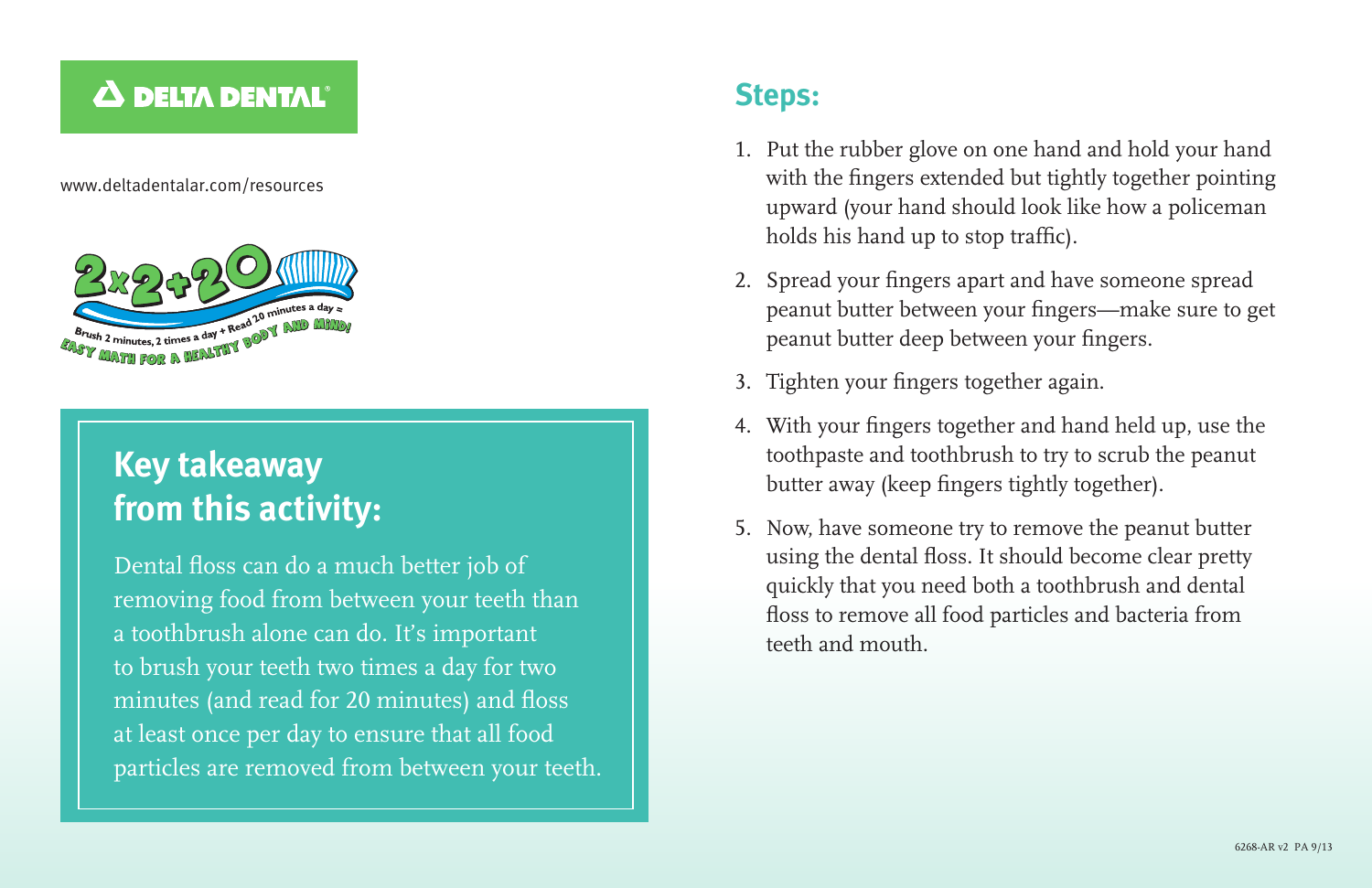DELTA DENTAL®

www.deltadentalar.com/resources

2x2+20 Brush 2 minutes, 2 times a day + Read 20 minutes a day = EASY MATH FOR A HEALTHY BODY AND MIND!

## Key takeaway from this activity:

Dental floss can do a much better job of removing food from between your teeth than a toothbrush alone can do. It's important to brush your teeth two times a day for two minutes (and read for 20 minutes) and floss at least once per day to ensure that all food particles are removed from between your teeth.

## Steps:

1. Put the rubber glove on one hand and hold your hand with the fingers extended but tightly together pointing upward (your hand should look like how a policeman holds his hand up to stop traffic).
2. Spread your fingers apart and have someone spread peanut butter between your fingers—make sure to get peanut butter deep between your fingers.
3. Tighten your fingers together again.
4. With your fingers together and hand held up, use the toothpaste and toothbrush to try to scrub the peanut butter away (keep fingers tightly together).
5. Now, have someone try to remove the peanut butter using the dental floss. It should become clear pretty quickly that you need both a toothbrush and dental floss to remove all food particles and bacteria from teeth and mouth.

6268-AR v2 PA 9/13